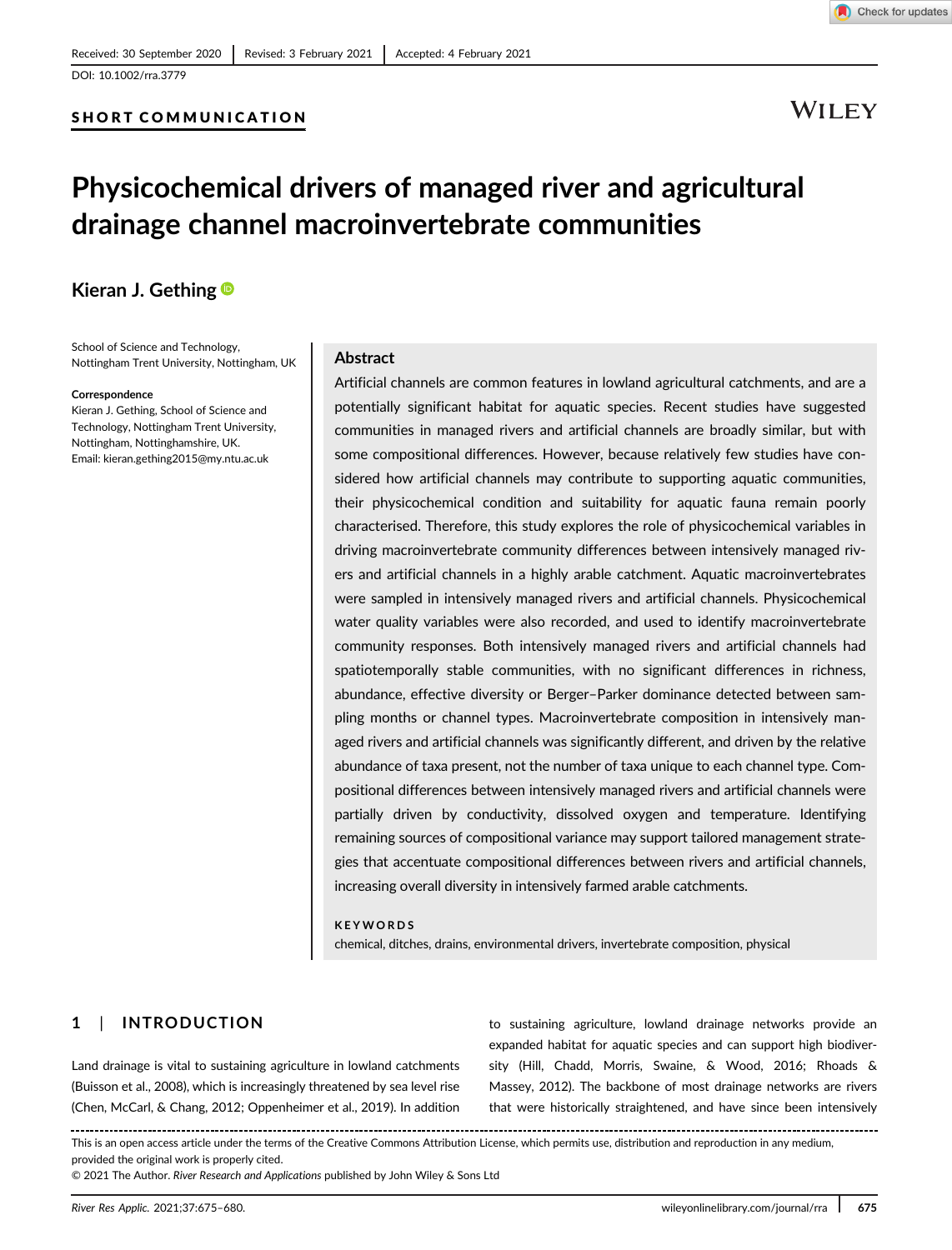Received: 30 September 2020 | Revised: 3 February 2021 | Accepted: 4 February 2021

DOI: 10.1002/rra.3779

**SHORT COMMUNICATION**

# Physicochemical drivers of managed river and agricultural drainage channel macroinvertebrate communities

**Kieran J. Gething**

School of Science and Technology, Nottingham Trent University, Nottingham, UK

**Correspondence**
Kieran J. Gething, School of Science and Technology, Nottingham Trent University, Nottingham, Nottinghamshire, UK.
Email: kieran.gething2015@my.ntu.ac.uk

## Abstract

Artificial channels are common features in lowland agricultural catchments, and are a potentially significant habitat for aquatic species. Recent studies have suggested communities in managed rivers and artificial channels are broadly similar, but with some compositional differences. However, because relatively few studies have considered how artificial channels may contribute to supporting aquatic communities, their physicochemical condition and suitability for aquatic fauna remain poorly characterised. Therefore, this study explores the role of physicochemical variables in driving macroinvertebrate community differences between intensively managed rivers and artificial channels in a highly arable catchment. Aquatic macroinvertebrates were sampled in intensively managed rivers and artificial channels. Physicochemical water quality variables were also recorded, and used to identify macroinvertebrate community responses. Both intensively managed rivers and artificial channels had spatiotemporally stable communities, with no significant differences in richness, abundance, effective diversity or Berger–Parker dominance detected between sampling months or channel types. Macroinvertebrate composition in intensively managed rivers and artificial channels was significantly different, and driven by the relative abundance of taxa present, not the number of taxa unique to each channel type. Compositional differences between intensively managed rivers and artificial channels were partially driven by conductivity, dissolved oxygen and temperature. Identifying remaining sources of compositional variance may support tailored management strategies that accentuate compositional differences between rivers and artificial channels, increasing overall diversity in intensively farmed arable catchments.

**KEYWORDS**

chemical, ditches, drains, environmental drivers, invertebrate composition, physical

## 1 | INTRODUCTION

Land drainage is vital to sustaining agriculture in lowland catchments (Buisson et al., 2008), which is increasingly threatened by sea level rise (Chen, McCarl, & Chang, 2012; Oppenheimer et al., 2019). In addition to sustaining agriculture, lowland drainage networks provide an expanded habitat for aquatic species and can support high biodiversity (Hill, Chadd, Morris, Swaine, & Wood, 2016; Rhoads & Massey, 2012). The backbone of most drainage networks are rivers that were historically straightened, and have since been intensively

This is an open access article under the terms of the Creative Commons Attribution License, which permits use, distribution and reproduction in any medium, provided the original work is properly cited.
© 2021 The Author. *River Research and Applications* published by John Wiley & Sons Ltd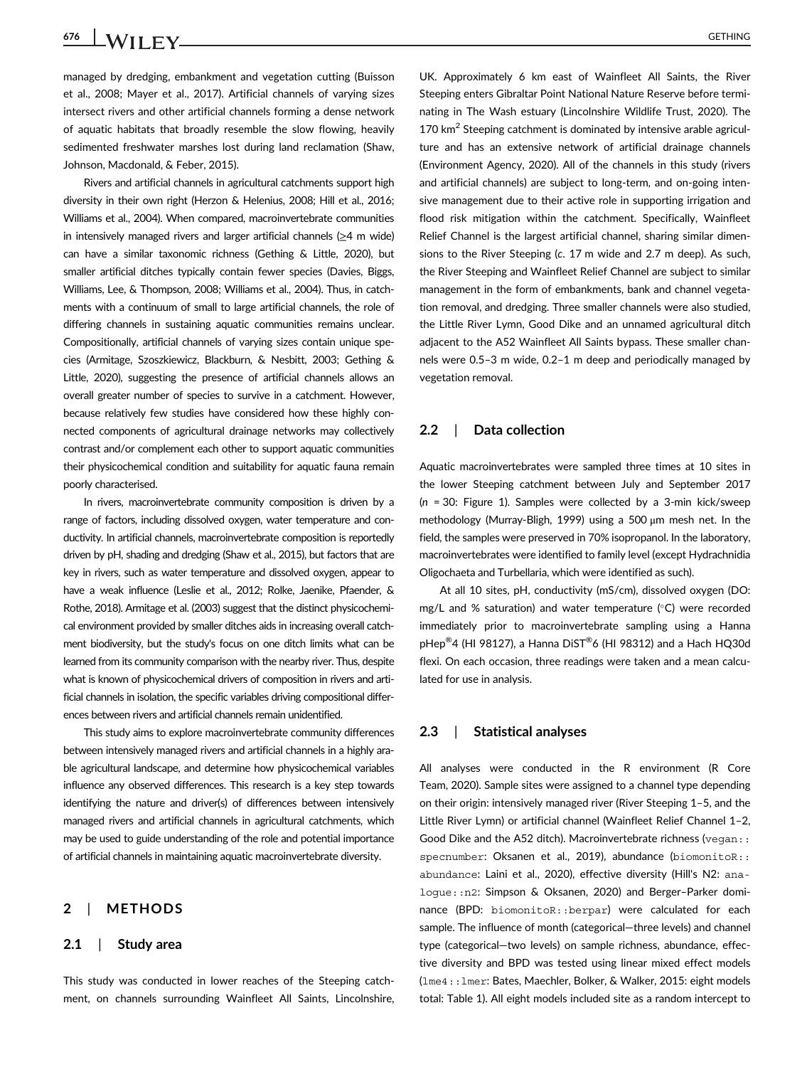managed by dredging, embankment and vegetation cutting (Buisson et al., 2008; Mayer et al., 2017). Artificial channels of varying sizes intersect rivers and other artificial channels forming a dense network of aquatic habitats that broadly resemble the slow flowing, heavily sedimented freshwater marshes lost during land reclamation (Shaw, Johnson, Macdonald, & Feber, 2015).

Rivers and artificial channels in agricultural catchments support high diversity in their own right (Herzon & Helenius, 2008; Hill et al., 2016; Williams et al., 2004). When compared, macroinvertebrate communities in intensively managed rivers and larger artificial channels (≥4 m wide) can have a similar taxonomic richness (Gething & Little, 2020), but smaller artificial ditches typically contain fewer species (Davies, Biggs, Williams, Lee, & Thompson, 2008; Williams et al., 2004). Thus, in catchments with a continuum of small to large artificial channels, the role of differing channels in sustaining aquatic communities remains unclear. Compositionally, artificial channels of varying sizes contain unique species (Armitage, Szoszkiewicz, Blackburn, & Nesbitt, 2003; Gething & Little, 2020), suggesting the presence of artificial channels allows an overall greater number of species to survive in a catchment. However, because relatively few studies have considered how these highly connected components of agricultural drainage networks may collectively contrast and/or complement each other to support aquatic communities their physicochemical condition and suitability for aquatic fauna remain poorly characterised.

In rivers, macroinvertebrate community composition is driven by a range of factors, including dissolved oxygen, water temperature and conductivity. In artificial channels, macroinvertebrate composition is reportedly driven by pH, shading and dredging (Shaw et al., 2015), but factors that are key in rivers, such as water temperature and dissolved oxygen, appear to have a weak influence (Leslie et al., 2012; Rolke, Jaenike, Pfaender, & Rothe, 2018). Armitage et al. (2003) suggest that the distinct physicochemical environment provided by smaller ditches aids in increasing overall catchment biodiversity, but the study's focus on one ditch limits what can be learned from its community comparison with the nearby river. Thus, despite what is known of physicochemical drivers of composition in rivers and artificial channels in isolation, the specific variables driving compositional differences between rivers and artificial channels remain unidentified.

This study aims to explore macroinvertebrate community differences between intensively managed rivers and artificial channels in a highly arable agricultural landscape, and determine how physicochemical variables influence any observed differences. This research is a key step towards identifying the nature and driver(s) of differences between intensively managed rivers and artificial channels in agricultural catchments, which may be used to guide understanding of the role and potential importance of artificial channels in maintaining aquatic macroinvertebrate diversity.

## 2 | METHODS

### 2.1 | Study area

This study was conducted in lower reaches of the Steeping catchment, on channels surrounding Wainfleet All Saints, Lincolnshire, UK. Approximately 6 km east of Wainfleet All Saints, the River Steeping enters Gibraltar Point National Nature Reserve before terminating in The Wash estuary (Lincolnshire Wildlife Trust, 2020). The 170 km$^2$ Steeping catchment is dominated by intensive arable agriculture and has an extensive network of artificial drainage channels (Environment Agency, 2020). All of the channels in this study (rivers and artificial channels) are subject to long-term, and on-going intensive management due to their active role in supporting irrigation and flood risk mitigation within the catchment. Specifically, Wainfleet Relief Channel is the largest artificial channel, sharing similar dimensions to the River Steeping (*c*. 17 m wide and 2.7 m deep). As such, the River Steeping and Wainfleet Relief Channel are subject to similar management in the form of embankments, bank and channel vegetation removal, and dredging. Three smaller channels were also studied, the Little River Lymn, Good Dike and an unnamed agricultural ditch adjacent to the A52 Wainfleet All Saints bypass. These smaller channels were 0.5–3 m wide, 0.2–1 m deep and periodically managed by vegetation removal.

### 2.2 | Data collection

Aquatic macroinvertebrates were sampled three times at 10 sites in the lower Steeping catchment between July and September 2017 ($n$ = 30: Figure 1). Samples were collected by a 3-min kick/sweep methodology (Murray-Bligh, 1999) using a 500 μm mesh net. In the field, the samples were preserved in 70% isopropanol. In the laboratory, macroinvertebrates were identified to family level (except Hydrachnidia Oligochaeta and Turbellaria, which were identified as such).

At all 10 sites, pH, conductivity (mS/cm), dissolved oxygen (DO: mg/L and % saturation) and water temperature (°C) were recorded immediately prior to macroinvertebrate sampling using a Hanna pHep®4 (HI 98127), a Hanna DiST®6 (HI 98312) and a Hach HQ30d flexi. On each occasion, three readings were taken and a mean calculated for use in analysis.

### 2.3 | Statistical analyses

All analyses were conducted in the R environment (R Core Team, 2020). Sample sites were assigned to a channel type depending on their origin: intensively managed river (River Steeping 1–5, and the Little River Lymn) or artificial channel (Wainfleet Relief Channel 1–2, Good Dike and the A52 ditch). Macroinvertebrate richness (`vegan::specnumber`: Oksanen et al., 2019), abundance (`biomonitoR::abundance`: Laini et al., 2020), effective diversity (Hill's N2: `analogue::n2`: Simpson & Oksanen, 2020) and Berger–Parker dominance (BPD: `biomonitoR::berpar`) were calculated for each sample. The influence of month (categorical—three levels) and channel type (categorical—two levels) on sample richness, abundance, effective diversity and BPD was tested using linear mixed effect models (`lme4::lmer`: Bates, Maechler, Bolker, & Walker, 2015: eight models total: Table 1). All eight models included site as a random intercept to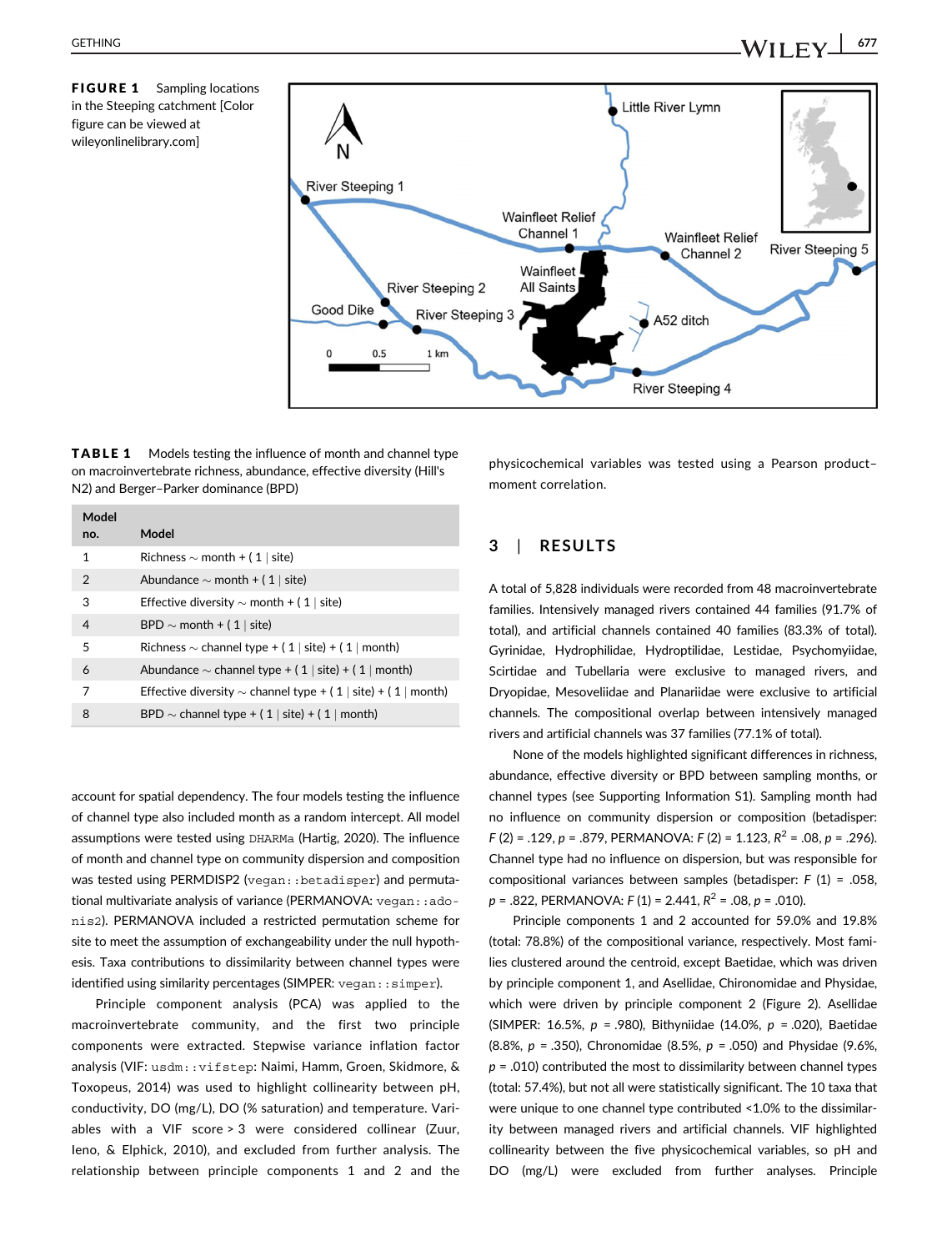**FIGURE 1** Sampling locations in the Steeping catchment [Color figure can be viewed at wileyonlinelibrary.com]

**TABLE 1** Models testing the influence of month and channel type on macroinvertebrate richness, abundance, effective diversity (Hill's N2) and Berger–Parker dominance (BPD)

| Model no. | Model |
|---|---|
| 1 | Richness ~ month + ( 1 \| site) |
| 2 | Abundance ~ month + ( 1 \| site) |
| 3 | Effective diversity ~ month + ( 1 \| site) |
| 4 | BPD ~ month + ( 1 \| site) |
| 5 | Richness ~ channel type + ( 1 \| site) + ( 1 \| month) |
| 6 | Abundance ~ channel type + ( 1 \| site) + ( 1 \| month) |
| 7 | Effective diversity ~ channel type + ( 1 \| site) + ( 1 \| month) |
| 8 | BPD ~ channel type + ( 1 \| site) + ( 1 \| month) |

account for spatial dependency. The four models testing the influence of channel type also included month as a random intercept. All model assumptions were tested using DHARMa (Hartig, 2020). The influence of month and channel type on community dispersion and composition was tested using PERMDISP2 (vegan::betadisper) and permutational multivariate analysis of variance (PERMANOVA: vegan::adonis2). PERMANOVA included a restricted permutation scheme for site to meet the assumption of exchangeability under the null hypothesis. Taxa contributions to dissimilarity between channel types were identified using similarity percentages (SIMPER: vegan::simper).

Principle component analysis (PCA) was applied to the macroinvertebrate community, and the first two principle components were extracted. Stepwise variance inflation factor analysis (VIF: usdm::vifstep: Naimi, Hamm, Groen, Skidmore, & Toxopeus, 2014) was used to highlight collinearity between pH, conductivity, DO (mg/L), DO (% saturation) and temperature. Variables with a VIF score > 3 were considered collinear (Zuur, Ieno, & Elphick, 2010), and excluded from further analysis. The relationship between principle components 1 and 2 and the physicochemical variables was tested using a Pearson product–moment correlation.

## 3 | RESULTS

A total of 5,828 individuals were recorded from 48 macroinvertebrate families. Intensively managed rivers contained 44 families (91.7% of total), and artificial channels contained 40 families (83.3% of total). Gyrinidae, Hydrophilidae, Hydroptilidae, Lestidae, Psychomyiidae, Scirtidae and Tubellaria were exclusive to managed rivers, and Dryopidae, Mesoveliidae and Planariidae were exclusive to artificial channels. The compositional overlap between intensively managed rivers and artificial channels was 37 families (77.1% of total).

None of the models highlighted significant differences in richness, abundance, effective diversity or BPD between sampling months, or channel types (see Supporting Information S1). Sampling month had no influence on community dispersion or composition (betadisper: $F$ (2) = .129, $p$ = .879, PERMANOVA: $F$ (2) = 1.123, $R^2$ = .08, $p$ = .296). Channel type had no influence on dispersion, but was responsible for compositional variances between samples (betadisper: $F$ (1) = .058, $p$ = .822, PERMANOVA: $F$ (1) = 2.441, $R^2$ = .08, $p$ = .010).

Principle components 1 and 2 accounted for 59.0% and 19.8% (total: 78.8%) of the compositional variance, respectively. Most families clustered around the centroid, except Baetidae, which was driven by principle component 1, and Asellidae, Chironomidae and Physidae, which were driven by principle component 2 (Figure 2). Asellidae (SIMPER: 16.5%, $p$ = .980), Bithyniidae (14.0%, $p$ = .020), Baetidae (8.8%, $p$ = .350), Chronomidae (8.5%, $p$ = .050) and Physidae (9.6%, $p$ = .010) contributed the most to dissimilarity between channel types (total: 57.4%), but not all were statistically significant. The 10 taxa that were unique to one channel type contributed <1.0% to the dissimilarity between managed rivers and artificial channels. VIF highlighted collinearity between the five physicochemical variables, so pH and DO (mg/L) were excluded from further analyses. Principle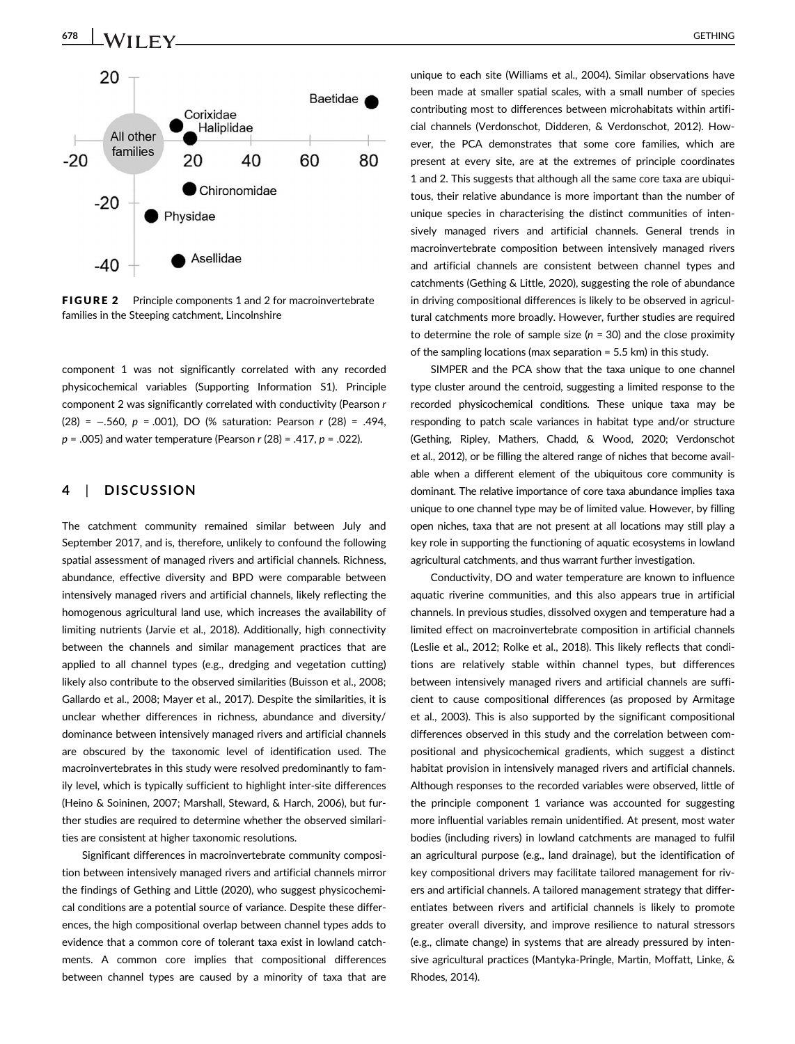**FIGURE 2** Principle components 1 and 2 for macroinvertebrate families in the Steeping catchment, Lincolnshire

component 1 was not significantly correlated with any recorded physicochemical variables (Supporting Information S1). Principle component 2 was significantly correlated with conductivity (Pearson $r$ (28) = −.560, $p$ = .001), DO (% saturation: Pearson $r$ (28) = .494, $p$ = .005) and water temperature (Pearson $r$ (28) = .417, $p$ = .022).

## 4 | DISCUSSION

The catchment community remained similar between July and September 2017, and is, therefore, unlikely to confound the following spatial assessment of managed rivers and artificial channels. Richness, abundance, effective diversity and BPD were comparable between intensively managed rivers and artificial channels, likely reflecting the homogenous agricultural land use, which increases the availability of limiting nutrients (Jarvie et al., 2018). Additionally, high connectivity between the channels and similar management practices that are applied to all channel types (e.g., dredging and vegetation cutting) likely also contribute to the observed similarities (Buisson et al., 2008; Gallardo et al., 2008; Mayer et al., 2017). Despite the similarities, it is unclear whether differences in richness, abundance and diversity/dominance between intensively managed rivers and artificial channels are obscured by the taxonomic level of identification used. The macroinvertebrates in this study were resolved predominantly to family level, which is typically sufficient to highlight inter-site differences (Heino & Soininen, 2007; Marshall, Steward, & Harch, 2006), but further studies are required to determine whether the observed similarities are consistent at higher taxonomic resolutions.

Significant differences in macroinvertebrate community composition between intensively managed rivers and artificial channels mirror the findings of Gething and Little (2020), who suggest physicochemical conditions are a potential source of variance. Despite these differences, the high compositional overlap between channel types adds to evidence that a common core of tolerant taxa exist in lowland catchments. A common core implies that compositional differences between channel types are caused by a minority of taxa that are unique to each site (Williams et al., 2004). Similar observations have been made at smaller spatial scales, with a small number of species contributing most to differences between microhabitats within artificial channels (Verdonschot, Didderen, & Verdonschot, 2012). However, the PCA demonstrates that some core families, which are present at every site, are at the extremes of principle coordinates 1 and 2. This suggests that although all the same core taxa are ubiquitous, their relative abundance is more important than the number of unique species in characterising the distinct communities of intensively managed rivers and artificial channels. General trends in macroinvertebrate composition between intensively managed rivers and artificial channels are consistent between channel types and catchments (Gething & Little, 2020), suggesting the role of abundance in driving compositional differences is likely to be observed in agricultural catchments more broadly. However, further studies are required to determine the role of sample size ($n$ = 30) and the close proximity of the sampling locations (max separation = 5.5 km) in this study.

SIMPER and the PCA show that the taxa unique to one channel type cluster around the centroid, suggesting a limited response to the recorded physicochemical conditions. These unique taxa may be responding to patch scale variances in habitat type and/or structure (Gething, Ripley, Mathers, Chadd, & Wood, 2020; Verdonschot et al., 2012), or be filling the altered range of niches that become available when a different element of the ubiquitous core community is dominant. The relative importance of core taxa abundance implies taxa unique to one channel type may be of limited value. However, by filling open niches, taxa that are not present at all locations may still play a key role in supporting the functioning of aquatic ecosystems in lowland agricultural catchments, and thus warrant further investigation.

Conductivity, DO and water temperature are known to influence aquatic riverine communities, and this also appears true in artificial channels. In previous studies, dissolved oxygen and temperature had a limited effect on macroinvertebrate composition in artificial channels (Leslie et al., 2012; Rolke et al., 2018). This likely reflects that conditions are relatively stable within channel types, but differences between intensively managed rivers and artificial channels are sufficient to cause compositional differences (as proposed by Armitage et al., 2003). This is also supported by the significant compositional differences observed in this study and the correlation between compositional and physicochemical gradients, which suggest a distinct habitat provision in intensively managed rivers and artificial channels. Although responses to the recorded variables were observed, little of the principle component 1 variance was accounted for suggesting more influential variables remain unidentified. At present, most water bodies (including rivers) in lowland catchments are managed to fulfil an agricultural purpose (e.g., land drainage), but the identification of key compositional drivers may facilitate tailored management for rivers and artificial channels. A tailored management strategy that differentiates between rivers and artificial channels is likely to promote greater overall diversity, and improve resilience to natural stressors (e.g., climate change) in systems that are already pressured by intensive agricultural practices (Mantyka-Pringle, Martin, Moffatt, Linke, & Rhodes, 2014).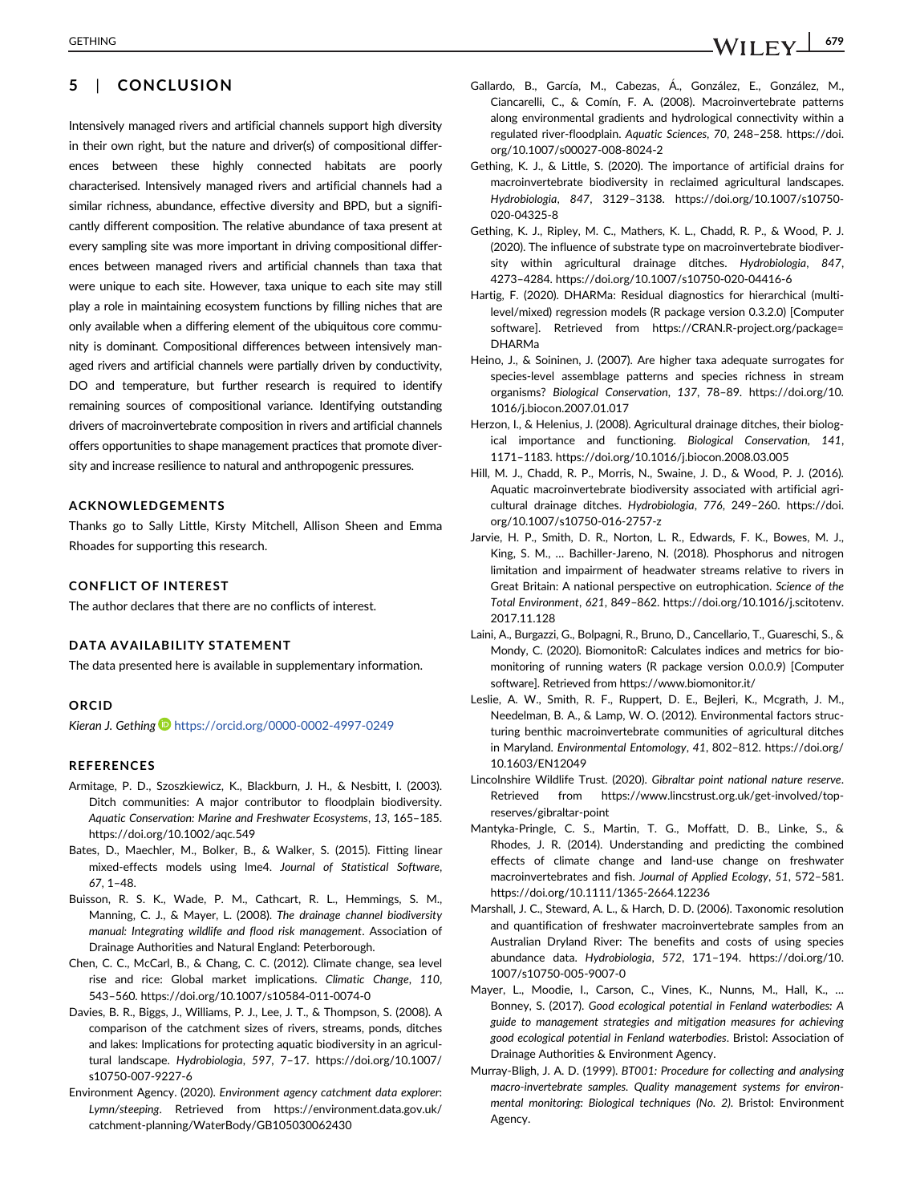## 5 | CONCLUSION

Intensively managed rivers and artificial channels support high diversity in their own right, but the nature and driver(s) of compositional differences between these highly connected habitats are poorly characterised. Intensively managed rivers and artificial channels had a similar richness, abundance, effective diversity and BPD, but a significantly different composition. The relative abundance of taxa present at every sampling site was more important in driving compositional differences between managed rivers and artificial channels than taxa that were unique to each site. However, taxa unique to each site may still play a role in maintaining ecosystem functions by filling niches that are only available when a differing element of the ubiquitous core community is dominant. Compositional differences between intensively managed rivers and artificial channels were partially driven by conductivity, DO and temperature, but further research is required to identify remaining sources of compositional variance. Identifying outstanding drivers of macroinvertebrate composition in rivers and artificial channels offers opportunities to shape management practices that promote diversity and increase resilience to natural and anthropogenic pressures.

### ACKNOWLEDGEMENTS

Thanks go to Sally Little, Kirsty Mitchell, Allison Sheen and Emma Rhoades for supporting this research.

### CONFLICT OF INTEREST

The author declares that there are no conflicts of interest.

### DATA AVAILABILITY STATEMENT

The data presented here is available in supplementary information.

### ORCID

*Kieran J. Gething* https://orcid.org/0000-0002-4997-0249

### REFERENCES

Armitage, P. D., Szoszkiewicz, K., Blackburn, J. H., & Nesbitt, I. (2003). Ditch communities: A major contributor to floodplain biodiversity. *Aquatic Conservation: Marine and Freshwater Ecosystems*, *13*, 165–185. https://doi.org/10.1002/aqc.549

Bates, D., Maechler, M., Bolker, B., & Walker, S. (2015). Fitting linear mixed-effects models using lme4. *Journal of Statistical Software*, *67*, 1–48.

Buisson, R. S. K., Wade, P. M., Cathcart, R. L., Hemmings, S. M., Manning, C. J., & Mayer, L. (2008). *The drainage channel biodiversity manual: Integrating wildlife and flood risk management*. Association of Drainage Authorities and Natural England: Peterborough.

Chen, C. C., McCarl, B., & Chang, C. C. (2012). Climate change, sea level rise and rice: Global market implications. *Climatic Change*, *110*, 543–560. https://doi.org/10.1007/s10584-011-0074-0

Davies, B. R., Biggs, J., Williams, P. J., Lee, J. T., & Thompson, S. (2008). A comparison of the catchment sizes of rivers, streams, ponds, ditches and lakes: Implications for protecting aquatic biodiversity in an agricultural landscape. *Hydrobiologia*, *597*, 7–17. https://doi.org/10.1007/s10750-007-9227-6

Environment Agency. (2020). *Environment agency catchment data explorer: Lymn/steeping*. Retrieved from https://environment.data.gov.uk/catchment-planning/WaterBody/GB105030062430

Gallardo, B., García, M., Cabezas, Á., González, E., González, M., Ciancarelli, C., & Comín, F. A. (2008). Macroinvertebrate patterns along environmental gradients and hydrological connectivity within a regulated river-floodplain. *Aquatic Sciences*, *70*, 248–258. https://doi.org/10.1007/s00027-008-8024-2

Gething, K. J., & Little, S. (2020). The importance of artificial drains for macroinvertebrate biodiversity in reclaimed agricultural landscapes. *Hydrobiologia*, *847*, 3129–3138. https://doi.org/10.1007/s10750-020-04325-8

Gething, K. J., Ripley, M. C., Mathers, K. L., Chadd, R. P., & Wood, P. J. (2020). The influence of substrate type on macroinvertebrate biodiversity within agricultural drainage ditches. *Hydrobiologia*, *847*, 4273–4284. https://doi.org/10.1007/s10750-020-04416-6

Hartig, F. (2020). DHARMa: Residual diagnostics for hierarchical (multi-level/mixed) regression models (R package version 0.3.2.0) [Computer software]. Retrieved from https://CRAN.R-project.org/package=DHARMa

Heino, J., & Soininen, J. (2007). Are higher taxa adequate surrogates for species-level assemblage patterns and species richness in stream organisms? *Biological Conservation*, *137*, 78–89. https://doi.org/10.1016/j.biocon.2007.01.017

Herzon, I., & Helenius, J. (2008). Agricultural drainage ditches, their biological importance and functioning. *Biological Conservation*, *141*, 1171–1183. https://doi.org/10.1016/j.biocon.2008.03.005

Hill, M. J., Chadd, R. P., Morris, N., Swaine, J. D., & Wood, P. J. (2016). Aquatic macroinvertebrate biodiversity associated with artificial agricultural drainage ditches. *Hydrobiologia*, *776*, 249–260. https://doi.org/10.1007/s10750-016-2757-z

Jarvie, H. P., Smith, D. R., Norton, L. R., Edwards, F. K., Bowes, M. J., King, S. M., … Bachiller-Jareno, N. (2018). Phosphorus and nitrogen limitation and impairment of headwater streams relative to rivers in Great Britain: A national perspective on eutrophication. *Science of the Total Environment*, *621*, 849–862. https://doi.org/10.1016/j.scitotenv.2017.11.128

Laini, A., Burgazzi, G., Bolpagni, R., Bruno, D., Cancellario, T., Guareschi, S., & Mondy, C. (2020). BiomonitoR: Calculates indices and metrics for biomonitoring of running waters (R package version 0.0.0.9) [Computer software]. Retrieved from https://www.biomonitor.it/

Leslie, A. W., Smith, R. F., Ruppert, D. E., Bejleri, K., Mcgrath, J. M., Needelman, B. A., & Lamp, W. O. (2012). Environmental factors structuring benthic macroinvertebrate communities of agricultural ditches in Maryland. *Environmental Entomology*, *41*, 802–812. https://doi.org/10.1603/EN12049

Lincolnshire Wildlife Trust. (2020). *Gibraltar point national nature reserve*. Retrieved from https://www.lincstrust.org.uk/get-involved/top-reserves/gibraltar-point

Mantyka-Pringle, C. S., Martin, T. G., Moffatt, D. B., Linke, S., & Rhodes, J. R. (2014). Understanding and predicting the combined effects of climate change and land-use change on freshwater macroinvertebrates and fish. *Journal of Applied Ecology*, *51*, 572–581. https://doi.org/10.1111/1365-2664.12236

Marshall, J. C., Steward, A. L., & Harch, D. D. (2006). Taxonomic resolution and quantification of freshwater macroinvertebrate samples from an Australian Dryland River: The benefits and costs of using species abundance data. *Hydrobiologia*, *572*, 171–194. https://doi.org/10.1007/s10750-005-9007-0

Mayer, L., Moodie, I., Carson, C., Vines, K., Nunns, M., Hall, K., … Bonney, S. (2017). *Good ecological potential in Fenland waterbodies: A guide to management strategies and mitigation measures for achieving good ecological potential in Fenland waterbodies*. Bristol: Association of Drainage Authorities & Environment Agency.

Murray-Bligh, J. A. D. (1999). *BT001: Procedure for collecting and analysing macro-invertebrate samples. Quality management systems for environmental monitoring: Biological techniques (No. 2)*. Bristol: Environment Agency.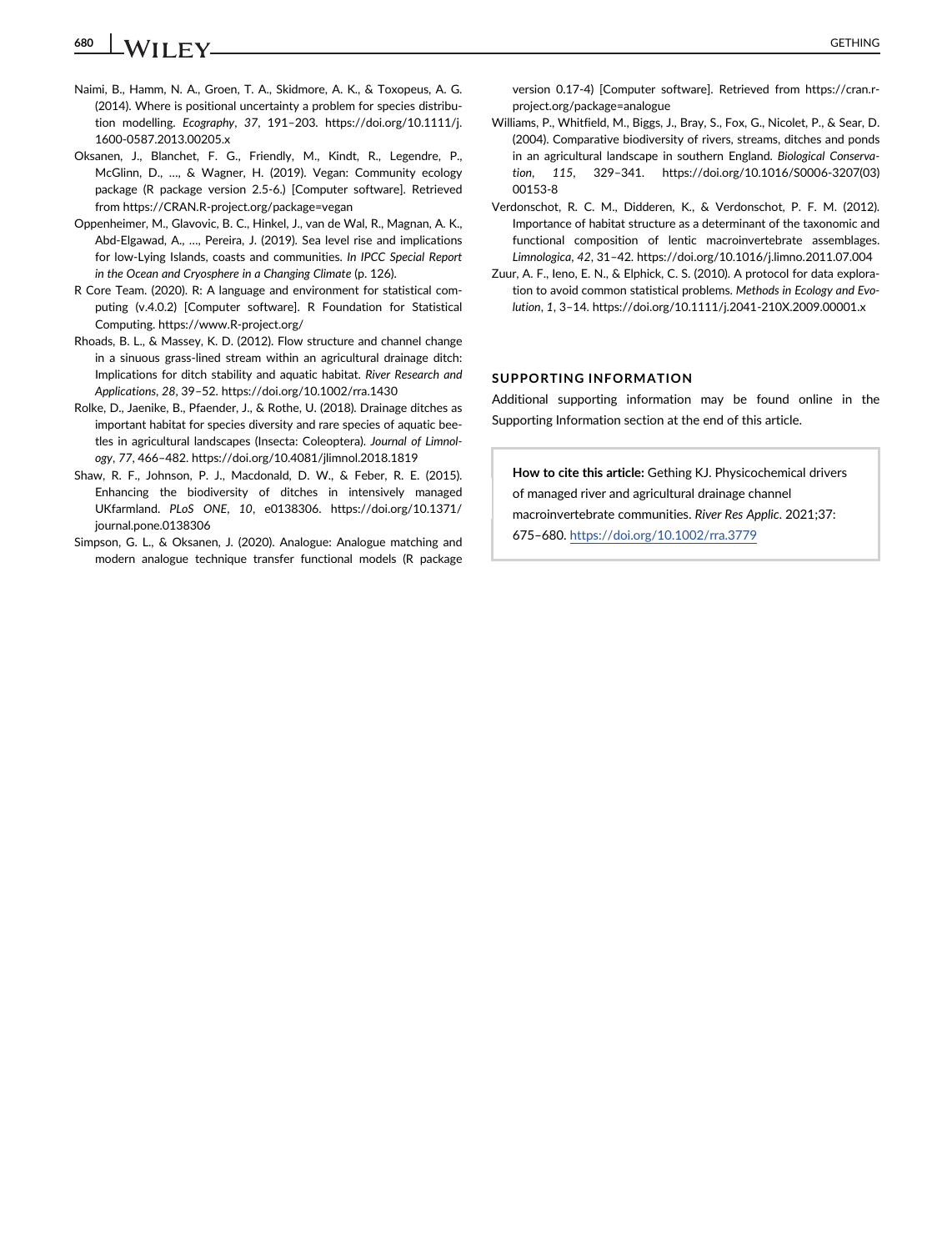Naimi, B., Hamm, N. A., Groen, T. A., Skidmore, A. K., & Toxopeus, A. G. (2014). Where is positional uncertainty a problem for species distribution modelling. *Ecography*, *37*, 191–203. https://doi.org/10.1111/j.1600-0587.2013.00205.x

Oksanen, J., Blanchet, F. G., Friendly, M., Kindt, R., Legendre, P., McGlinn, D., …, & Wagner, H. (2019). Vegan: Community ecology package (R package version 2.5-6.) [Computer software]. Retrieved from https://CRAN.R-project.org/package=vegan

Oppenheimer, M., Glavovic, B. C., Hinkel, J., van de Wal, R., Magnan, A. K., Abd-Elgawad, A., …, Pereira, J. (2019). Sea level rise and implications for low-Lying Islands, coasts and communities. *In IPCC Special Report in the Ocean and Cryosphere in a Changing Climate* (p. 126).

R Core Team. (2020). R: A language and environment for statistical computing (v.4.0.2) [Computer software]. R Foundation for Statistical Computing. https://www.R-project.org/

Rhoads, B. L., & Massey, K. D. (2012). Flow structure and channel change in a sinuous grass-lined stream within an agricultural drainage ditch: Implications for ditch stability and aquatic habitat. *River Research and Applications*, *28*, 39–52. https://doi.org/10.1002/rra.1430

Rolke, D., Jaenike, B., Pfaender, J., & Rothe, U. (2018). Drainage ditches as important habitat for species diversity and rare species of aquatic beetles in agricultural landscapes (Insecta: Coleoptera). *Journal of Limnology*, *77*, 466–482. https://doi.org/10.4081/jlimnol.2018.1819

Shaw, R. F., Johnson, P. J., Macdonald, D. W., & Feber, R. E. (2015). Enhancing the biodiversity of ditches in intensively managed UKfarmland. *PLoS ONE*, *10*, e0138306. https://doi.org/10.1371/journal.pone.0138306

Simpson, G. L., & Oksanen, J. (2020). Analogue: Analogue matching and modern analogue technique transfer functional models (R package version 0.17-4) [Computer software]. Retrieved from https://cran.r-project.org/package=analogue

Williams, P., Whitfield, M., Biggs, J., Bray, S., Fox, G., Nicolet, P., & Sear, D. (2004). Comparative biodiversity of rivers, streams, ditches and ponds in an agricultural landscape in southern England. *Biological Conservation*, *115*, 329–341. https://doi.org/10.1016/S0006-3207(03)00153-8

Verdonschot, R. C. M., Didderen, K., & Verdonschot, P. F. M. (2012). Importance of habitat structure as a determinant of the taxonomic and functional composition of lentic macroinvertebrate assemblages. *Limnologica*, *42*, 31–42. https://doi.org/10.1016/j.limno.2011.07.004

Zuur, A. F., Ieno, E. N., & Elphick, C. S. (2010). A protocol for data exploration to avoid common statistical problems. *Methods in Ecology and Evolution*, *1*, 3–14. https://doi.org/10.1111/j.2041-210X.2009.00001.x

## SUPPORTING INFORMATION

Additional supporting information may be found online in the Supporting Information section at the end of this article.

**How to cite this article:** Gething KJ. Physicochemical drivers of managed river and agricultural drainage channel macroinvertebrate communities. *River Res Applic*. 2021;37:675–680. https://doi.org/10.1002/rra.3779